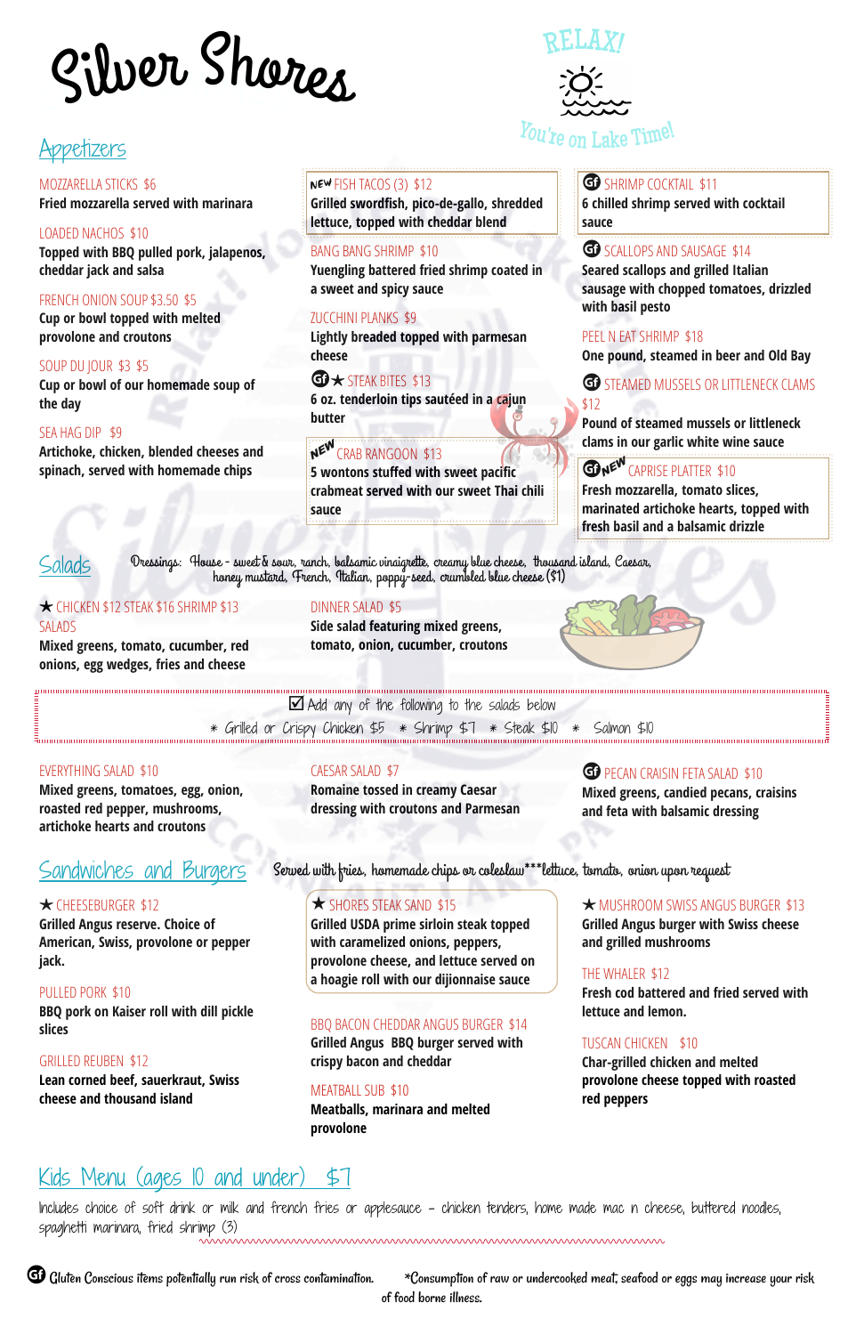# Silver Shores

RELAX!

You're on Lake Time!

## Appetizers

**MOZZARELLA STICKS $6**
Fried mozzarella served with marinara

**LOADED NACHOS $10**
Topped with BBQ pulled pork, jalapenos, cheddar jack and salsa

**FRENCH ONION SOUP $3.50 $5**
Cup or bowl topped with melted provolone and croutons

**SOUP DU JOUR $3 $5**
Cup or bowl of our homemade soup of the day

**SEA HAG DIP $9**
Artichoke, chicken, blended cheeses and spinach, served with homemade chips

**NEW FISH TACOS (3) $12**
Grilled swordfish, pico-de-gallo, shredded lettuce, topped with cheddar blend

**BANG BANG SHRIMP $10**
Yuengling battered fried shrimp coated in a sweet and spicy sauce

**ZUCCHINI PLANKS $9**
Lightly breaded topped with parmesan cheese

**GF ★ STEAK BITES $13**
6 oz. tenderloin tips sautéed in a cajun butter

**NEW CRAB RANGOON $13**
5 wontons stuffed with sweet pacific crabmeat served with our sweet Thai chili sauce

**GF SHRIMP COCKTAIL $11**
6 chilled shrimp served with cocktail sauce

**GF SCALLOPS AND SAUSAGE $14**
Seared scallops and grilled Italian sausage with chopped tomatoes, drizzled with basil pesto

**PEEL N EAT SHRIMP $18**
One pound, steamed in beer and Old Bay

**GF STEAMED MUSSELS OR LITTLENECK CLAMS $12**
Pound of steamed mussels or littleneck clams in our garlic white wine sauce

**GF NEW CAPRISE PLATTER $10**
Fresh mozzarella, tomato slices, marinated artichoke hearts, topped with fresh basil and a balsamic drizzle

## Salads

Dressings: House - sweet & sour, ranch, balsamic vinaigrette, creamy blue cheese, thousand island, Caesar, honey mustard, French, Italian, poppy-seed, crumbled blue cheese ($1)

**★ CHICKEN $12 STEAK $16 SHRIMP $13 SALADS**
Mixed greens, tomato, cucumber, red onions, egg wedges, fries and cheese

**DINNER SALAD $5**
Side salad featuring mixed greens, tomato, onion, cucumber, croutons

☑ Add any of the following to the salads below
* Grilled or Crispy Chicken $5 * Shrimp $7 * Steak $10 * Salmon $10

**EVERYTHING SALAD $10**
Mixed greens, tomatoes, egg, onion, roasted red pepper, mushrooms, artichoke hearts and croutons

**CAESAR SALAD $7**
Romaine tossed in creamy Caesar dressing with croutons and Parmesan

**GF PECAN CRAISIN FETA SALAD $10**
Mixed greens, candied pecans, craisins and feta with balsamic dressing

## Sandwiches and Burgers

Served with fries, homemade chips or coleslaw***lettuce, tomato, onion upon request

**★ CHEESEBURGER $12**
Grilled Angus reserve. Choice of American, Swiss, provolone or pepper jack.

**PULLED PORK $10**
BBQ pork on Kaiser roll with dill pickle slices

**GRILLED REUBEN $12**
Lean corned beef, sauerkraut, Swiss cheese and thousand island

**★ SHORES STEAK SAND $15**
Grilled USDA prime sirloin steak topped with caramelized onions, peppers, provolone cheese, and lettuce served on a hoagie roll with our dijionnaise sauce

**BBQ BACON CHEDDAR ANGUS BURGER $14**
Grilled Angus BBQ burger served with crispy bacon and cheddar

**MEATBALL SUB $10**
Meatballs, marinara and melted provolone

**★ MUSHROOM SWISS ANGUS BURGER $13**
Grilled Angus burger with Swiss cheese and grilled mushrooms

**THE WHALER $12**
Fresh cod battered and fried served with lettuce and lemon.

**TUSCAN CHICKEN $10**
Char-grilled chicken and melted provolone cheese topped with roasted red peppers

## Kids Menu (ages 10 and under) $7

Includes choice of soft drink or milk and french fries or applesauce - chicken tenders, home made mac n cheese, buttered noodles, spaghetti marinara, fried shrimp (3)

GF Gluten Conscious items potentially run risk of cross contamination.

*Consumption of raw or undercooked meat, seafood or eggs may increase your risk of food borne illness.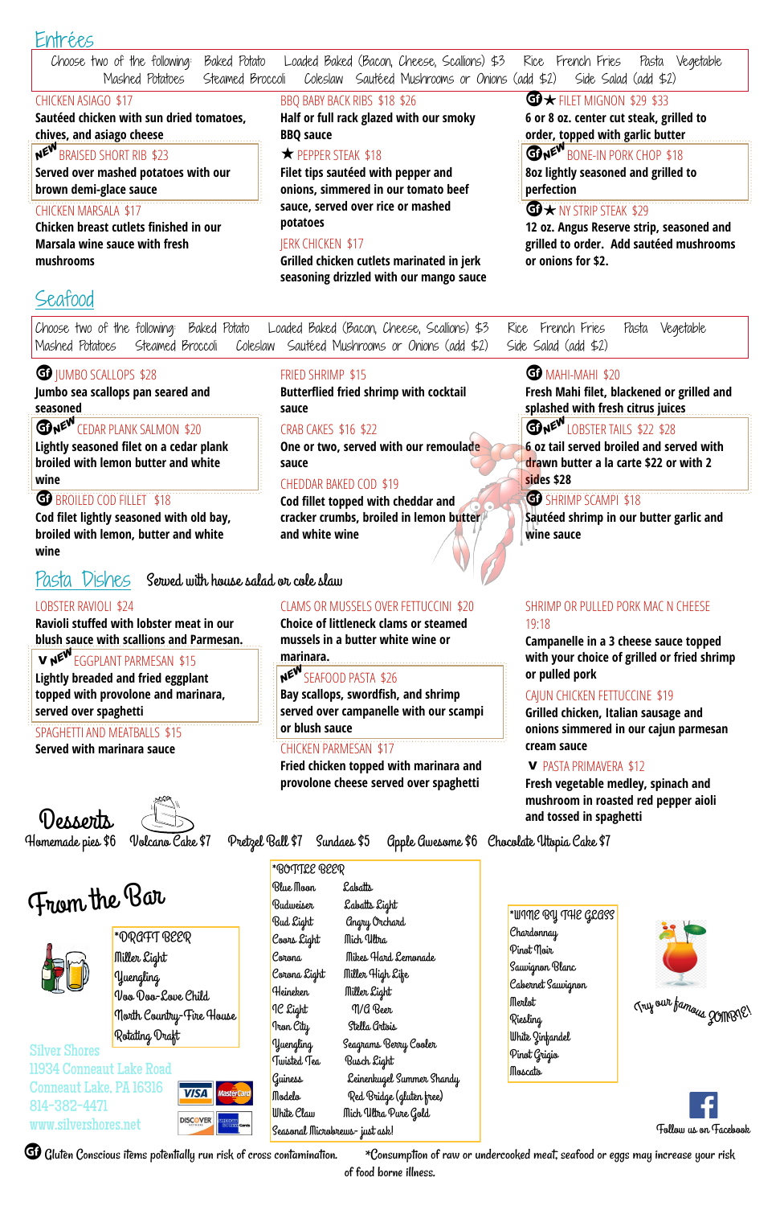## Entrées

Choose two of the following: Baked Potato Loaded Baked (Bacon, Cheese, Scallions) $3 Rice French Fries Pasta Vegetable Mashed Potatoes Steamed Broccoli Coleslaw Sautéed Mushrooms or Onions (add $2) Side Salad (add $2)

CHICKEN ASIAGO $17
**Sautéed chicken with sun dried tomatoes, chives, and asiago cheese**

NEW BRAISED SHORT RIB $23
**Served over mashed potatoes with our brown demi-glace sauce**

CHICKEN MARSALA $17
**Chicken breast cutlets finished in our Marsala wine sauce with fresh mushrooms**

BBQ BABY BACK RIBS $18 $26
**Half or full rack glazed with our smoky BBQ sauce**

★ PEPPER STEAK $18
**Filet tips sautéed with pepper and onions, simmered in our tomato beef sauce, served over rice or mashed potatoes**

JERK CHICKEN $17
**Grilled chicken cutlets marinated in jerk seasoning drizzled with our mango sauce**

GF ★ FILET MIGNON $29 $33
**6 or 8 oz. center cut steak, grilled to order, topped with garlic butter**

GF NEW BONE-IN PORK CHOP $18
**8oz lightly seasoned and grilled to perfection**

GF ★ NY STRIP STEAK $29
**12 oz. Angus Reserve strip, seasoned and grilled to order. Add sautéed mushrooms or onions for $2.**

## Seafood

Choose two of the following: Baked Potato Loaded Baked (Bacon, Cheese, Scallions) $3 Rice French Fries Pasta Vegetable Mashed Potatoes Steamed Broccoli Coleslaw Sautéed Mushrooms or Onions (add $2) Side Salad (add $2)

GF JUMBO SCALLOPS $28
**Jumbo sea scallops pan seared and seasoned**

GF NEW CEDAR PLANK SALMON $20
**Lightly seasoned filet on a cedar plank broiled with lemon butter and white wine**

GF BROILED COD FILLET $18
**Cod filet lightly seasoned with old bay, broiled with lemon, butter and white wine**

FRIED SHRIMP $15
**Butterflied fried shrimp with cocktail sauce**

CRAB CAKES $16 $22
**One or two, served with our remoulade sauce**

CHEDDAR BAKED COD $19
**Cod fillet topped with cheddar and cracker crumbs, broiled in lemon butter and white wine**

GF MAHI-MAHI $20
**Fresh Mahi filet, blackened or grilled and splashed with fresh citrus juices**

GF NEW LOBSTER TAILS $22 $28
**6 oz tail served broiled and served with drawn butter a la carte $22 or with 2 sides $28**

GF SHRIMP SCAMPI $18
**Sautéed shrimp in our butter garlic and wine sauce**

## Pasta Dishes

Served with house salad or cole slaw

LOBSTER RAVIOLI $24
**Ravioli stuffed with lobster meat in our blush sauce with scallions and Parmesan.**

V NEW EGGPLANT PARMESAN $15
**Lightly breaded and fried eggplant topped with provolone and marinara, served over spaghetti**

SPAGHETTI AND MEATBALLS $15
**Served with marinara sauce**

CLAMS OR MUSSELS OVER FETTUCCINI $20
**Choice of littleneck clams or steamed mussels in a butter white wine or marinara.**

NEW SEAFOOD PASTA $26
**Bay scallops, swordfish, and shrimp served over campanelle with our scampi or blush sauce**

CHICKEN PARMESAN $17
**Fried chicken topped with marinara and provolone cheese served over spaghetti**

SHRIMP OR PULLED PORK MAC N CHEESE 19:18
**Campanelle in a 3 cheese sauce topped with your choice of grilled or fried shrimp or pulled pork**

CAJUN CHICKEN FETTUCCINE $19
**Grilled chicken, Italian sausage and onions simmered in our cajun parmesan cream sauce**

V PASTA PRIMAVERA $12
**Fresh vegetable medley, spinach and mushroom in roasted red pepper aioli and tossed in spaghetti**

## Desserts

Homemade pies $6 Volcano Cake $7 Pretzel Ball $7 Sundaes $5 Apple Awesome $6 Chocolate Utopia Cake $7

## From the Bar

*DRAFT BEER
- Miller Light
- Yuengling
- Voo Doo-Love Child
- North Country-Fire House
- Rotating Draft

*BOTTLE BEER
- Blue Moon
- Budweiser
- Bud Light
- Coors Light
- Corona
- Corona Light
- Heineken
- IC Light
- Iron City
- Yuengling
- Twisted Tea
- Guiness
- Modelo
- White Claw
- Labatts
- Labatts Light
- Angry Orchard
- Mich Ultra
- Mikes Hard Lemonade
- Miller High Life
- Miller Light
- NA Beer
- Stella Artois
- Seagrams Berry Cooler
- Busch Light
- Leinenkugel Summer Shandy
- Red Bridge (gluten free)
- Mich Ultra Pure Gold
- Seasonal Microbrews- just ask!

*WINE BY THE GLASS
- Chardonnay
- Pinot Noir
- Sauvignon Blanc
- Cabernet Sauvignon
- Merlot
- Riesling
- White Zinfandel
- Pinot Grigio
- Moscato

Try our famous ZOMBIE!

Silver Shores
11934 Conneaut Lake Road
Conneaut Lake, PA 16316
814-382-4471
www.silvershores.net

Follow us on Facebook

GF Gluten Conscious items potentially run risk of cross contamination. *Consumption of raw or undercooked meat, seafood or eggs may increase your risk of food borne illness.